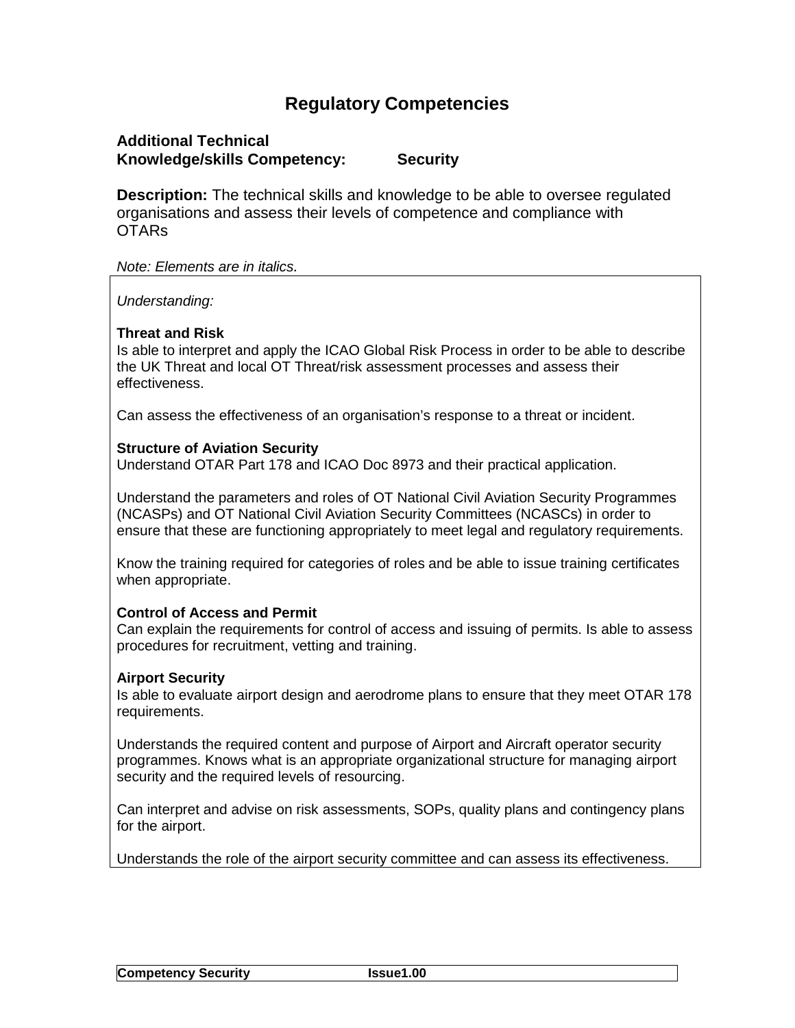# Regulatory Competencies

**Additional Technical Knowledge/skills Competency: Security**

**Description:** The technical skills and knowledge to be able to oversee regulated organisations and assess their levels of competence and compliance with OTARs

*Note: Elements are in italics.*

*Understanding:*

**Threat and Risk**
Is able to interpret and apply the ICAO Global Risk Process in order to be able to describe the UK Threat and local OT Threat/risk assessment processes and assess their effectiveness.

Can assess the effectiveness of an organisation's response to a threat or incident.

**Structure of Aviation Security**
Understand OTAR Part 178 and ICAO Doc 8973 and their practical application.

Understand the parameters and roles of OT National Civil Aviation Security Programmes (NCASPs) and OT National Civil Aviation Security Committees (NCASCs) in order to ensure that these are functioning appropriately to meet legal and regulatory requirements.

Know the training required for categories of roles and be able to issue training certificates when appropriate.

**Control of Access and Permit**
Can explain the requirements for control of access and issuing of permits. Is able to assess procedures for recruitment, vetting and training.

**Airport Security**
Is able to evaluate airport design and aerodrome plans to ensure that they meet OTAR 178 requirements.

Understands the required content and purpose of Airport and Aircraft operator security programmes. Knows what is an appropriate organizational structure for managing airport security and the required levels of resourcing.

Can interpret and advise on risk assessments, SOPs, quality plans and contingency plans for the airport.

Understands the role of the airport security committee and can assess its effectiveness.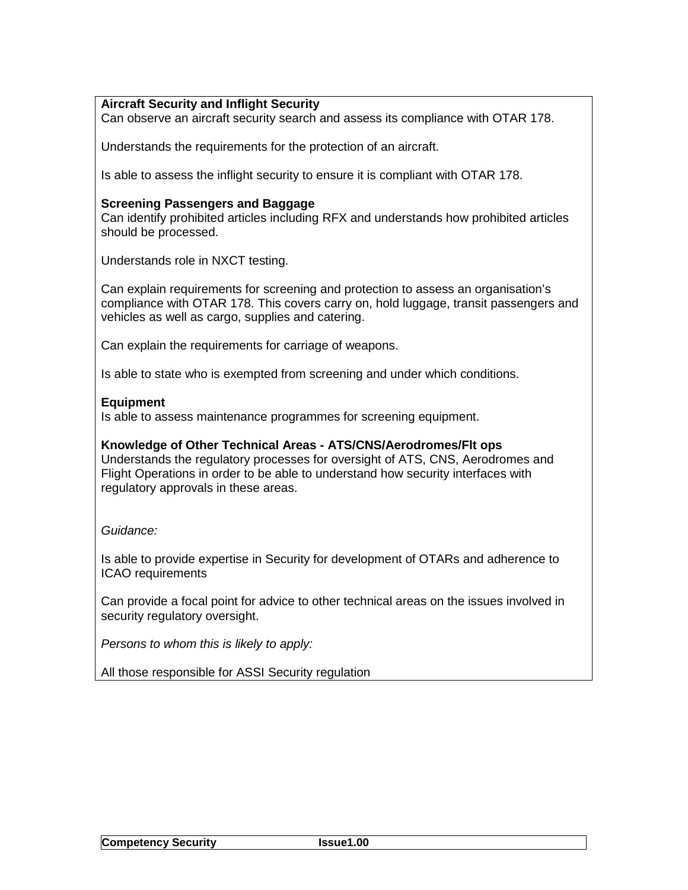**Aircraft Security and Inflight Security**
Can observe an aircraft security search and assess its compliance with OTAR 178.

Understands the requirements for the protection of an aircraft.

Is able to assess the inflight security to ensure it is compliant with OTAR 178.

**Screening Passengers and Baggage**
Can identify prohibited articles including RFX and understands how prohibited articles should be processed.

Understands role in NXCT testing.

Can explain requirements for screening and protection to assess an organisation's compliance with OTAR 178. This covers carry on, hold luggage, transit passengers and vehicles as well as cargo, supplies and catering.

Can explain the requirements for carriage of weapons.

Is able to state who is exempted from screening and under which conditions.

**Equipment**
Is able to assess maintenance programmes for screening equipment.

**Knowledge of Other Technical Areas - ATS/CNS/Aerodromes/Flt ops**
Understands the regulatory processes for oversight of ATS, CNS, Aerodromes and Flight Operations in order to be able to understand how security interfaces with regulatory approvals in these areas.

*Guidance:*

Is able to provide expertise in Security for development of OTARs and adherence to ICAO requirements

Can provide a focal point for advice to other technical areas on the issues involved in security regulatory oversight.

*Persons to whom this is likely to apply:*

All those responsible for ASSI Security regulation